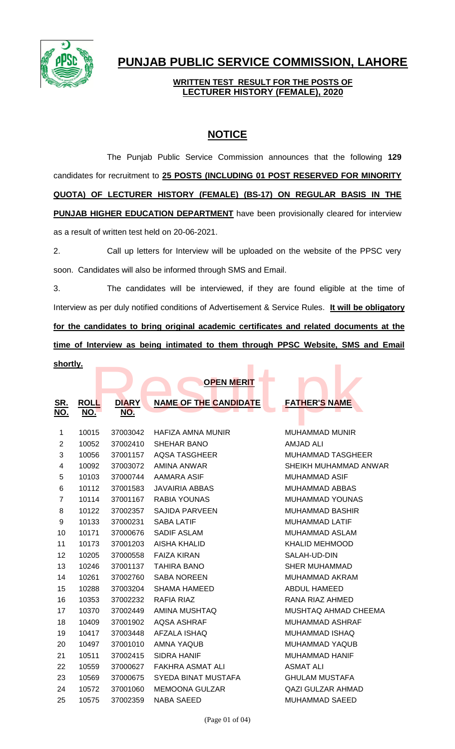# PUNJAB PUBLIC SERVICE COMMISSION, LAHORE

**WRITTEN TEST RESULT FOR THE POSTS OF LECTURER HISTORY (FEMALE), 2020**

## NOTICE

The Punjab Public Service Commission announces that the following **129** candidates for recruitment to **25 POSTS (INCLUDING 01 POST RESERVED FOR MINORITY QUOTA) OF LECTURER HISTORY (FEMALE) (BS-17) ON REGULAR BASIS IN THE PUNJAB HIGHER EDUCATION DEPARTMENT** have been provisionally cleared for interview as a result of written test held on 20-06-2021.

2. Call up letters for Interview will be uploaded on the website of the PPSC very soon. Candidates will also be informed through SMS and Email.

3. The candidates will be interviewed, if they are found eligible at the time of Interview as per duly notified conditions of Advertisement & Service Rules. **It will be obligatory for the candidates to bring original academic certificates and related documents at the time of Interview as being intimated to them through PPSC Website, SMS and Email shortly.**

**OPEN MERIT**

| SR. NO. | ROLL NO. | DIARY NO. | NAME OF THE CANDIDATE | FATHER'S NAME |
|---|---|---|---|---|
| 1 | 10015 | 37003042 | HAFIZA AMNA MUNIR | MUHAMMAD MUNIR |
| 2 | 10052 | 37002410 | SHEHAR BANO | AMJAD ALI |
| 3 | 10056 | 37001157 | AQSA TASGHEER | MUHAMMAD TASGHEER |
| 4 | 10092 | 37003072 | AMINA ANWAR | SHEIKH MUHAMMAD ANWAR |
| 5 | 10103 | 37000744 | AAMARA ASIF | MUHAMMAD ASIF |
| 6 | 10112 | 37001583 | JAVAIRIA ABBAS | MUHAMMAD ABBAS |
| 7 | 10114 | 37001167 | RABIA YOUNAS | MUHAMMAD YOUNAS |
| 8 | 10122 | 37002357 | SAJIDA PARVEEN | MUHAMMAD BASHIR |
| 9 | 10133 | 37000231 | SABA LATIF | MUHAMMAD LATIF |
| 10 | 10171 | 37000676 | SADIF ASLAM | MUHAMMAD ASLAM |
| 11 | 10173 | 37001203 | AISHA KHALID | KHALID MEHMOOD |
| 12 | 10205 | 37000558 | FAIZA KIRAN | SALAH-UD-DIN |
| 13 | 10246 | 37001137 | TAHIRA BANO | SHER MUHAMMAD |
| 14 | 10261 | 37002760 | SABA NOREEN | MUHAMMAD AKRAM |
| 15 | 10288 | 37003204 | SHAMA HAMEED | ABDUL HAMEED |
| 16 | 10353 | 37002232 | RAFIA RIAZ | RANA RIAZ AHMED |
| 17 | 10370 | 37002449 | AMINA MUSHTAQ | MUSHTAQ AHMAD CHEEMA |
| 18 | 10409 | 37001902 | AQSA ASHRAF | MUHAMMAD ASHRAF |
| 19 | 10417 | 37003448 | AFZALA ISHAQ | MUHAMMAD ISHAQ |
| 20 | 10497 | 37001010 | AMNA YAQUB | MUHAMMAD YAQUB |
| 21 | 10511 | 37002415 | SIDRA HANIF | MUHAMMAD HANIF |
| 22 | 10559 | 37000627 | FAKHRA ASMAT ALI | ASMAT ALI |
| 23 | 10569 | 37000675 | SYEDA BINAT MUSTAFA | GHULAM MUSTAFA |
| 24 | 10572 | 37001060 | MEMOONA GULZAR | QAZI GULZAR AHMAD |
| 25 | 10575 | 37002359 | NABA SAEED | MUHAMMAD SAEED |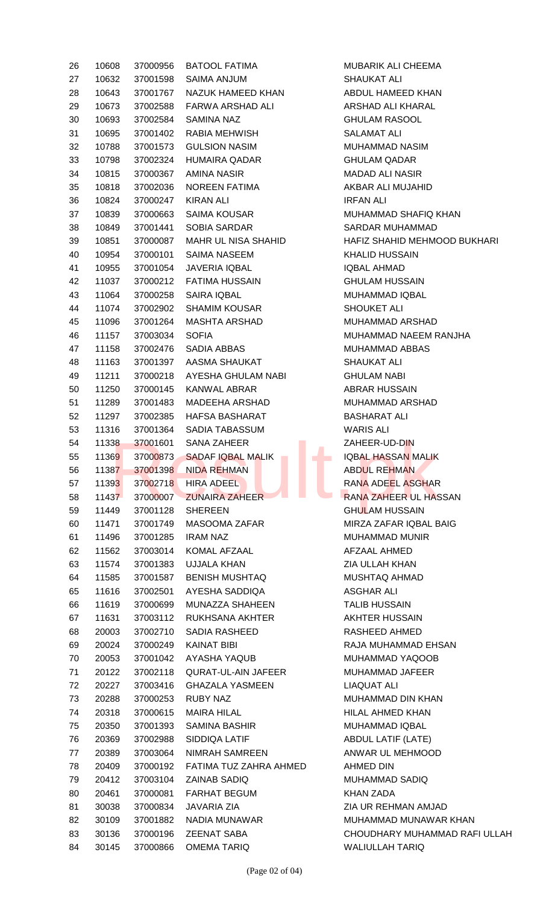| | | | | |
|---|---|---|---|---|
| 26 | 10608 | 37000956 | BATOOL FATIMA | MUBARIK ALI CHEEMA |
| 27 | 10632 | 37001598 | SAIMA ANJUM | SHAUKAT ALI |
| 28 | 10643 | 37001767 | NAZUK HAMEED KHAN | ABDUL HAMEED KHAN |
| 29 | 10673 | 37002588 | FARWA ARSHAD ALI | ARSHAD ALI KHARAL |
| 30 | 10693 | 37002584 | SAMINA NAZ | GHULAM RASOOL |
| 31 | 10695 | 37001402 | RABIA MEHWISH | SALAMAT ALI |
| 32 | 10788 | 37001573 | GULSION NASIM | MUHAMMAD NASIM |
| 33 | 10798 | 37002324 | HUMAIRA QADAR | GHULAM QADAR |
| 34 | 10815 | 37000367 | AMINA NASIR | MADAD ALI NASIR |
| 35 | 10818 | 37002036 | NOREEN FATIMA | AKBAR ALI MUJAHID |
| 36 | 10824 | 37000247 | KIRAN ALI | IRFAN ALI |
| 37 | 10839 | 37000663 | SAIMA KOUSAR | MUHAMMAD SHAFIQ KHAN |
| 38 | 10849 | 37001441 | SOBIA SARDAR | SARDAR MUHAMMAD |
| 39 | 10851 | 37000087 | MAHR UL NISA SHAHID | HAFIZ SHAHID MEHMOOD BUKHARI |
| 40 | 10954 | 37000101 | SAIMA NASEEM | KHALID HUSSAIN |
| 41 | 10955 | 37001054 | JAVERIA IQBAL | IQBAL AHMAD |
| 42 | 11037 | 37000212 | FATIMA HUSSAIN | GHULAM HUSSAIN |
| 43 | 11064 | 37000258 | SAIRA IQBAL | MUHAMMAD IQBAL |
| 44 | 11074 | 37002902 | SHAMIM KOUSAR | SHOUKET ALI |
| 45 | 11096 | 37001264 | MASHTA ARSHAD | MUHAMMAD ARSHAD |
| 46 | 11157 | 37003034 | SOFIA | MUHAMMAD NAEEM RANJHA |
| 47 | 11158 | 37002476 | SADIA ABBAS | MUHAMMAD ABBAS |
| 48 | 11163 | 37001397 | AASMA SHAUKAT | SHAUKAT ALI |
| 49 | 11211 | 37000218 | AYESHA GHULAM NABI | GHULAM NABI |
| 50 | 11250 | 37000145 | KANWAL ABRAR | ABRAR HUSSAIN |
| 51 | 11289 | 37001483 | MADEEHA ARSHAD | MUHAMMAD ARSHAD |
| 52 | 11297 | 37002385 | HAFSA BASHARAT | BASHARAT ALI |
| 53 | 11316 | 37001364 | SADIA TABASSUM | WARIS ALI |
| 54 | 11338 | 37001601 | SANA ZAHEER | ZAHEER-UD-DIN |
| 55 | 11369 | 37000873 | SADAF IQBAL MALIK | IQBAL HASSAN MALIK |
| 56 | 11387 | 37001398 | NIDA REHMAN | ABDUL REHMAN |
| 57 | 11393 | 37002718 | HIRA ADEEL | RANA ADEEL ASGHAR |
| 58 | 11437 | 37000007 | ZUNAIRA ZAHEER | RANA ZAHEER UL HASSAN |
| 59 | 11449 | 37001128 | SHEREEN | GHULAM HUSSAIN |
| 60 | 11471 | 37001749 | MASOOMA ZAFAR | MIRZA ZAFAR IQBAL BAIG |
| 61 | 11496 | 37001285 | IRAM NAZ | MUHAMMAD MUNIR |
| 62 | 11562 | 37003014 | KOMAL AFZAAL | AFZAAL AHMED |
| 63 | 11574 | 37001383 | UJJALA KHAN | ZIA ULLAH KHAN |
| 64 | 11585 | 37001587 | BENISH MUSHTAQ | MUSHTAQ AHMAD |
| 65 | 11616 | 37002501 | AYESHA SADDIQA | ASGHAR ALI |
| 66 | 11619 | 37000699 | MUNAZZA SHAHEEN | TALIB HUSSAIN |
| 67 | 11631 | 37003112 | RUKHSANA AKHTER | AKHTER HUSSAIN |
| 68 | 20003 | 37002710 | SADIA RASHEED | RASHEED AHMED |
| 69 | 20024 | 37000249 | KAINAT BIBI | RAJA MUHAMMAD EHSAN |
| 70 | 20053 | 37001042 | AYASHA YAQUB | MUHAMMAD YAQOOB |
| 71 | 20122 | 37002118 | QURAT-UL-AIN JAFEER | MUHAMMAD JAFEER |
| 72 | 20227 | 37003416 | GHAZALA YASMEEN | LIAQUAT ALI |
| 73 | 20288 | 37000253 | RUBY NAZ | MUHAMMAD DIN KHAN |
| 74 | 20318 | 37000615 | MAIRA HILAL | HILAL AHMED KHAN |
| 75 | 20350 | 37001393 | SAMINA BASHIR | MUHAMMAD IQBAL |
| 76 | 20369 | 37002988 | SIDDIQA LATIF | ABDUL LATIF (LATE) |
| 77 | 20389 | 37003064 | NIMRAH SAMREEN | ANWAR UL MEHMOOD |
| 78 | 20409 | 37000192 | FATIMA TUZ ZAHRA AHMED | AHMED DIN |
| 79 | 20412 | 37003104 | ZAINAB SADIQ | MUHAMMAD SADIQ |
| 80 | 20461 | 37000081 | FARHAT BEGUM | KHAN ZADA |
| 81 | 30038 | 37000834 | JAVARIA ZIA | ZIA UR REHMAN AMJAD |
| 82 | 30109 | 37001882 | NADIA MUNAWAR | MUHAMMAD MUNAWAR KHAN |
| 83 | 30136 | 37000196 | ZEENAT SABA | CHOUDHARY MUHAMMAD RAFI ULLAH |
| 84 | 30145 | 37000866 | OMEMA TARIQ | WALIULLAH TARIQ |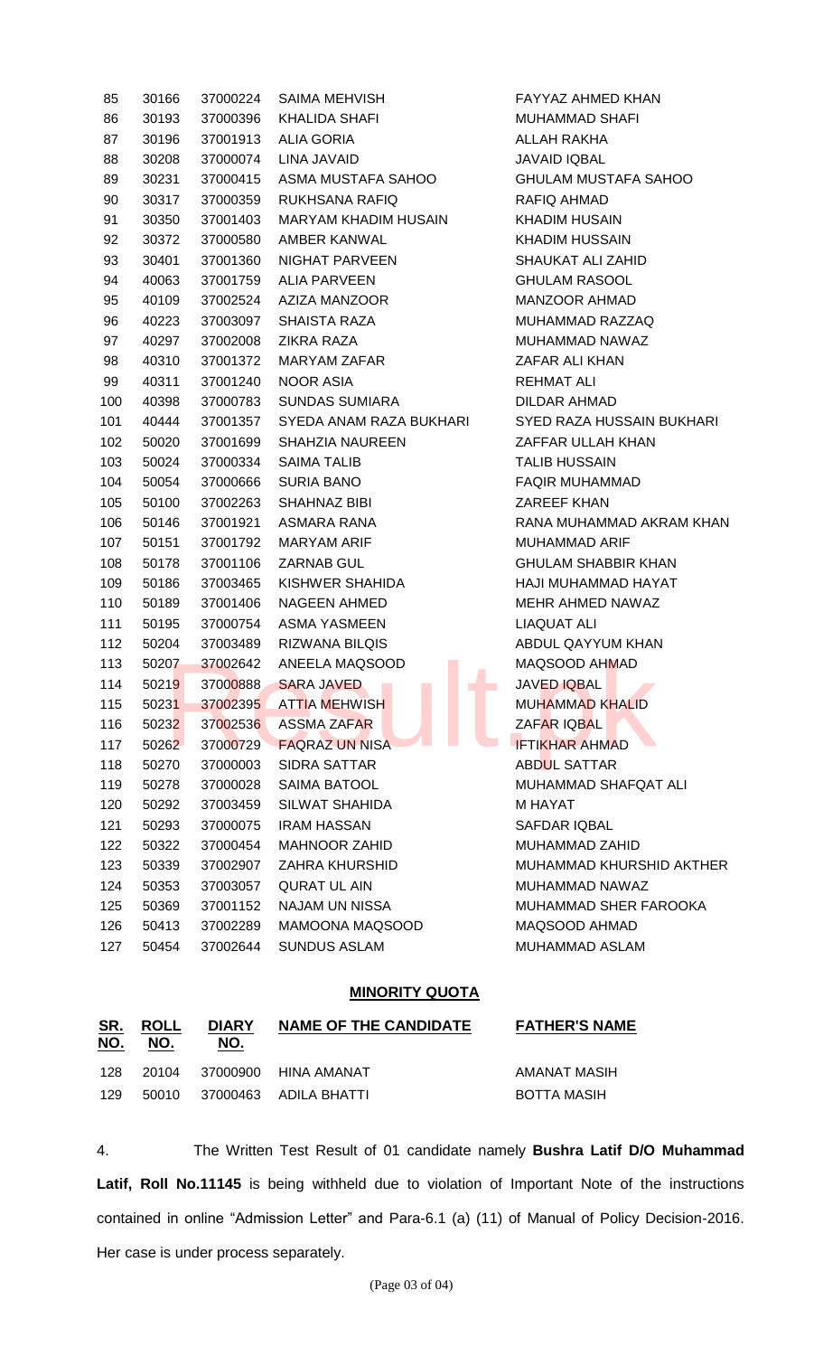| SR. NO. | ROLL NO. | DIARY NO. | NAME OF THE CANDIDATE | FATHER'S NAME |
|---|---|---|---|---|
| 85 | 30166 | 37000224 | SAIMA MEHVISH | FAYYAZ AHMED KHAN |
| 86 | 30193 | 37000396 | KHALIDA SHAFI | MUHAMMAD SHAFI |
| 87 | 30196 | 37001913 | ALIA GORIA | ALLAH RAKHA |
| 88 | 30208 | 37000074 | LINA JAVAID | JAVAID IQBAL |
| 89 | 30231 | 37000415 | ASMA MUSTAFA SAHOO | GHULAM MUSTAFA SAHOO |
| 90 | 30317 | 37000359 | RUKHSANA RAFIQ | RAFIQ AHMAD |
| 91 | 30350 | 37001403 | MARYAM KHADIM HUSAIN | KHADIM HUSAIN |
| 92 | 30372 | 37000580 | AMBER KANWAL | KHADIM HUSSAIN |
| 93 | 30401 | 37001360 | NIGHAT PARVEEN | SHAUKAT ALI ZAHID |
| 94 | 40063 | 37001759 | ALIA PARVEEN | GHULAM RASOOL |
| 95 | 40109 | 37002524 | AZIZA MANZOOR | MANZOOR AHMAD |
| 96 | 40223 | 37003097 | SHAISTA RAZA | MUHAMMAD RAZZAQ |
| 97 | 40297 | 37002008 | ZIKRA RAZA | MUHAMMAD NAWAZ |
| 98 | 40310 | 37001372 | MARYAM ZAFAR | ZAFAR ALI KHAN |
| 99 | 40311 | 37001240 | NOOR ASIA | REHMAT ALI |
| 100 | 40398 | 37000783 | SUNDAS SUMIARA | DILDAR AHMAD |
| 101 | 40444 | 37001357 | SYEDA ANAM RAZA BUKHARI | SYED RAZA HUSSAIN BUKHARI |
| 102 | 50020 | 37001699 | SHAHZIA NAUREEN | ZAFFAR ULLAH KHAN |
| 103 | 50024 | 37000334 | SAIMA TALIB | TALIB HUSSAIN |
| 104 | 50054 | 37000666 | SURIA BANO | FAQIR MUHAMMAD |
| 105 | 50100 | 37002263 | SHAHNAZ BIBI | ZAREEF KHAN |
| 106 | 50146 | 37001921 | ASMARA RANA | RANA MUHAMMAD AKRAM KHAN |
| 107 | 50151 | 37001792 | MARYAM ARIF | MUHAMMAD ARIF |
| 108 | 50178 | 37001106 | ZARNAB GUL | GHULAM SHABBIR KHAN |
| 109 | 50186 | 37003465 | KISHWER SHAHIDA | HAJI MUHAMMAD HAYAT |
| 110 | 50189 | 37001406 | NAGEEN AHMED | MEHR AHMED NAWAZ |
| 111 | 50195 | 37000754 | ASMA YASMEEN | LIAQUAT ALI |
| 112 | 50204 | 37003489 | RIZWANA BILQIS | ABDUL QAYYUM KHAN |
| 113 | 50207 | 37002642 | ANEELA MAQSOOD | MAQSOOD AHMAD |
| 114 | 50219 | 37000888 | SARA JAVED | JAVED IQBAL |
| 115 | 50231 | 37002395 | ATTIA MEHWISH | MUHAMMAD KHALID |
| 116 | 50232 | 37002536 | ASSMA ZAFAR | ZAFAR IQBAL |
| 117 | 50262 | 37000729 | FAQRAZ UN NISA | IFTIKHAR AHMAD |
| 118 | 50270 | 37000003 | SIDRA SATTAR | ABDUL SATTAR |
| 119 | 50278 | 37000028 | SAIMA BATOOL | MUHAMMAD SHAFQAT ALI |
| 120 | 50292 | 37003459 | SILWAT SHAHIDA | M HAYAT |
| 121 | 50293 | 37000075 | IRAM HASSAN | SAFDAR IQBAL |
| 122 | 50322 | 37000454 | MAHNOOR ZAHID | MUHAMMAD ZAHID |
| 123 | 50339 | 37002907 | ZAHRA KHURSHID | MUHAMMAD KHURSHID AKTHER |
| 124 | 50353 | 37003057 | QURAT UL AIN | MUHAMMAD NAWAZ |
| 125 | 50369 | 37001152 | NAJAM UN NISSA | MUHAMMAD SHER FAROOKA |
| 126 | 50413 | 37002289 | MAMOONA MAQSOOD | MAQSOOD AHMAD |
| 127 | 50454 | 37002644 | SUNDUS ASLAM | MUHAMMAD ASLAM |

## MINORITY QUOTA

| SR. NO. | ROLL NO. | DIARY NO. | NAME OF THE CANDIDATE | FATHER'S NAME |
|---|---|---|---|---|
| 128 | 20104 | 37000900 | HINA AMANAT | AMANAT MASIH |
| 129 | 50010 | 37000463 | ADILA BHATTI | BOTTA MASIH |

4. The Written Test Result of 01 candidate namely **Bushra Latif D/O Muhammad Latif, Roll No.11145** is being withheld due to violation of Important Note of the instructions contained in online "Admission Letter" and Para-6.1 (a) (11) of Manual of Policy Decision-2016. Her case is under process separately.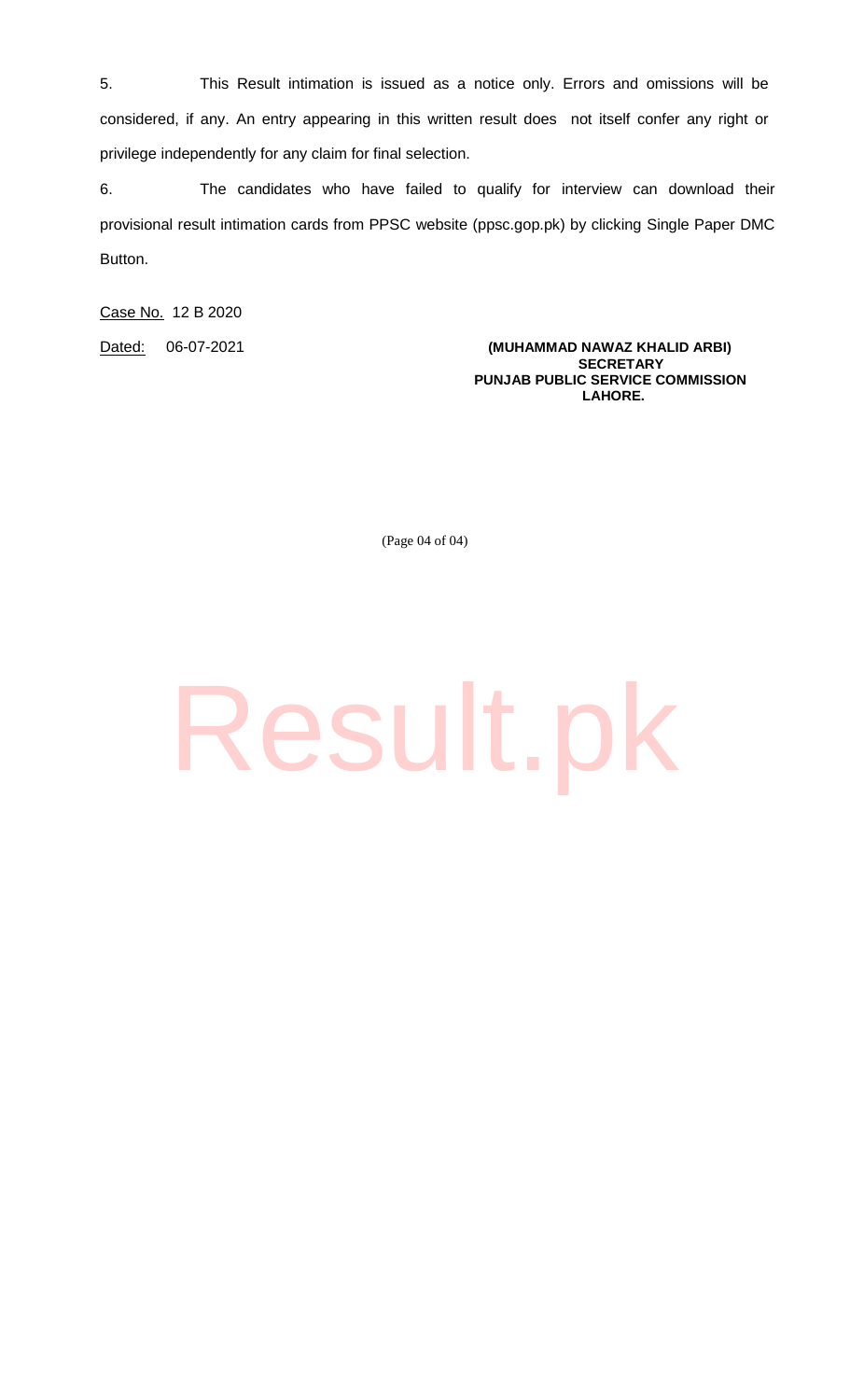5. This Result intimation is issued as a notice only. Errors and omissions will be considered, if any. An entry appearing in this written result does not itself confer any right or privilege independently for any claim for final selection.

6. The candidates who have failed to qualify for interview can download their provisional result intimation cards from PPSC website (ppsc.gop.pk) by clicking Single Paper DMC Button.

Case No. 12 B 2020

Dated: 06-07-2021

**(MUHAMMAD NAWAZ KHALID ARBI)**
**SECRETARY**
**PUNJAB PUBLIC SERVICE COMMISSION**
**LAHORE.**